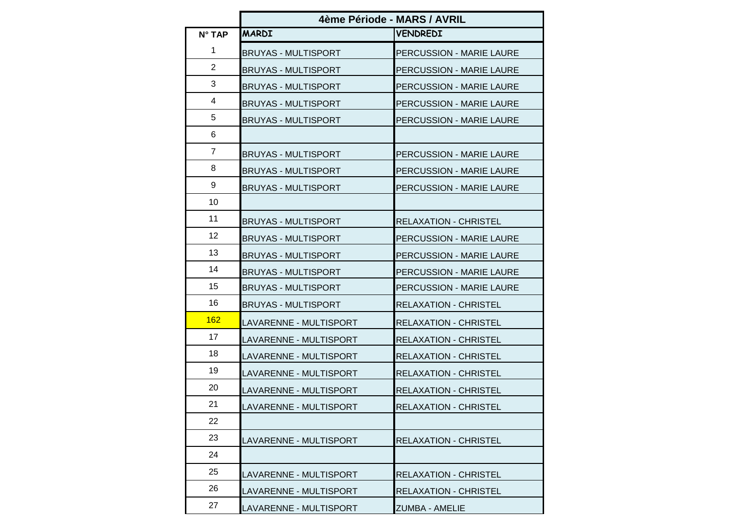| | 4ème Période - MARS / AVRIL | |
|---|---|---|
| N° TAP | MARDI | VENDREDI |
| 1 | BRUYAS - MULTISPORT | PERCUSSION - MARIE LAURE |
| 2 | BRUYAS - MULTISPORT | PERCUSSION - MARIE LAURE |
| 3 | BRUYAS - MULTISPORT | PERCUSSION - MARIE LAURE |
| 4 | BRUYAS - MULTISPORT | PERCUSSION - MARIE LAURE |
| 5 | BRUYAS - MULTISPORT | PERCUSSION - MARIE LAURE |
| 6 | | |
| 7 | BRUYAS - MULTISPORT | PERCUSSION - MARIE LAURE |
| 8 | BRUYAS - MULTISPORT | PERCUSSION - MARIE LAURE |
| 9 | BRUYAS - MULTISPORT | PERCUSSION - MARIE LAURE |
| 10 | | |
| 11 | BRUYAS - MULTISPORT | RELAXATION - CHRISTEL |
| 12 | BRUYAS - MULTISPORT | PERCUSSION - MARIE LAURE |
| 13 | BRUYAS - MULTISPORT | PERCUSSION - MARIE LAURE |
| 14 | BRUYAS - MULTISPORT | PERCUSSION - MARIE LAURE |
| 15 | BRUYAS - MULTISPORT | PERCUSSION - MARIE LAURE |
| 16 | BRUYAS - MULTISPORT | RELAXATION - CHRISTEL |
| 162 | LAVARENNE - MULTISPORT | RELAXATION - CHRISTEL |
| 17 | LAVARENNE - MULTISPORT | RELAXATION - CHRISTEL |
| 18 | LAVARENNE - MULTISPORT | RELAXATION - CHRISTEL |
| 19 | LAVARENNE - MULTISPORT | RELAXATION - CHRISTEL |
| 20 | LAVARENNE - MULTISPORT | RELAXATION - CHRISTEL |
| 21 | LAVARENNE - MULTISPORT | RELAXATION - CHRISTEL |
| 22 | | |
| 23 | LAVARENNE - MULTISPORT | RELAXATION - CHRISTEL |
| 24 | | |
| 25 | LAVARENNE - MULTISPORT | RELAXATION - CHRISTEL |
| 26 | LAVARENNE - MULTISPORT | RELAXATION - CHRISTEL |
| 27 | LAVARENNE - MULTISPORT | ZUMBA - AMELIE |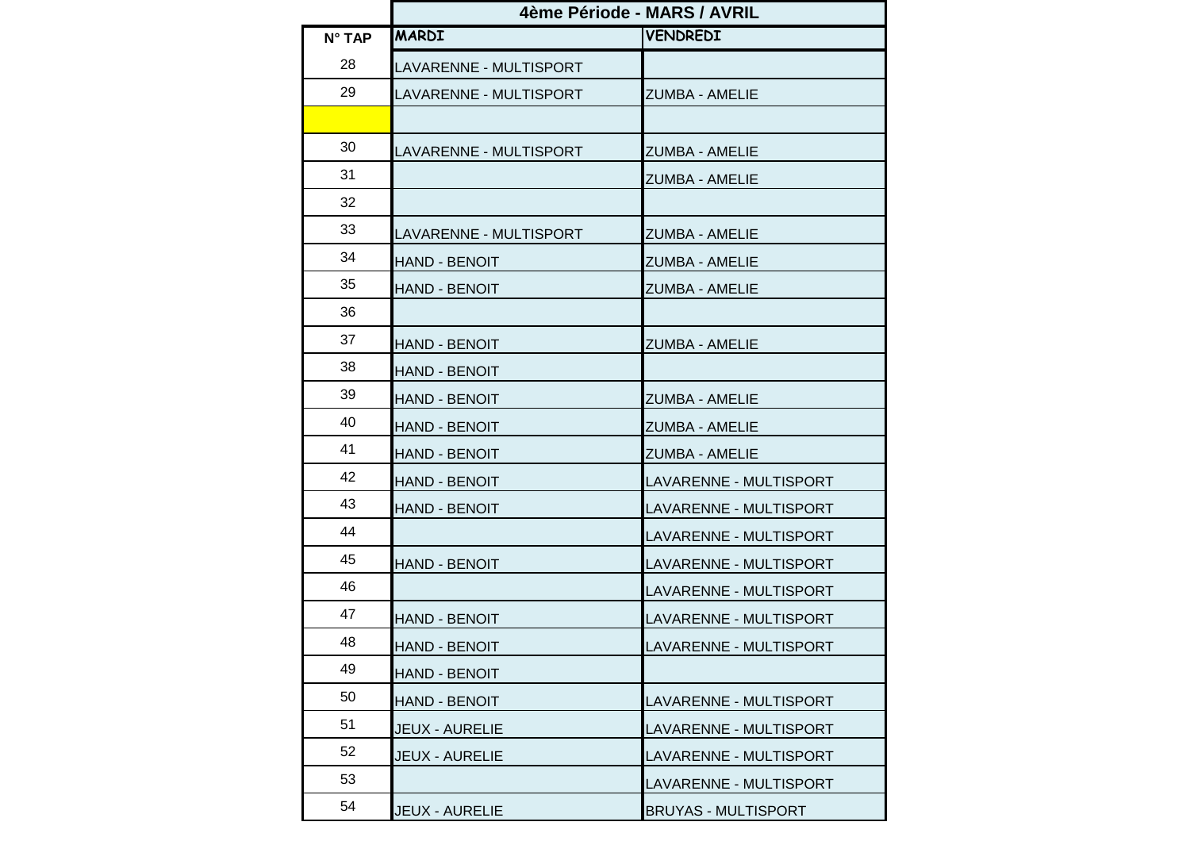| | 4ème Période - MARS / AVRIL | |
|---|---|---|
| N° TAP | MARDI | VENDREDI |
| 28 | LAVARENNE - MULTISPORT | |
| 29 | LAVARENNE - MULTISPORT | ZUMBA - AMELIE |
| | | |
| 30 | LAVARENNE - MULTISPORT | ZUMBA - AMELIE |
| 31 | | ZUMBA - AMELIE |
| 32 | | |
| 33 | LAVARENNE - MULTISPORT | ZUMBA - AMELIE |
| 34 | HAND - BENOIT | ZUMBA - AMELIE |
| 35 | HAND - BENOIT | ZUMBA - AMELIE |
| 36 | | |
| 37 | HAND - BENOIT | ZUMBA - AMELIE |
| 38 | HAND - BENOIT | |
| 39 | HAND - BENOIT | ZUMBA - AMELIE |
| 40 | HAND - BENOIT | ZUMBA - AMELIE |
| 41 | HAND - BENOIT | ZUMBA - AMELIE |
| 42 | HAND - BENOIT | LAVARENNE - MULTISPORT |
| 43 | HAND - BENOIT | LAVARENNE - MULTISPORT |
| 44 | | LAVARENNE - MULTISPORT |
| 45 | HAND - BENOIT | LAVARENNE - MULTISPORT |
| 46 | | LAVARENNE - MULTISPORT |
| 47 | HAND - BENOIT | LAVARENNE - MULTISPORT |
| 48 | HAND - BENOIT | LAVARENNE - MULTISPORT |
| 49 | HAND - BENOIT | |
| 50 | HAND - BENOIT | LAVARENNE - MULTISPORT |
| 51 | JEUX - AURELIE | LAVARENNE - MULTISPORT |
| 52 | JEUX - AURELIE | LAVARENNE - MULTISPORT |
| 53 | | LAVARENNE - MULTISPORT |
| 54 | JEUX - AURELIE | BRUYAS - MULTISPORT |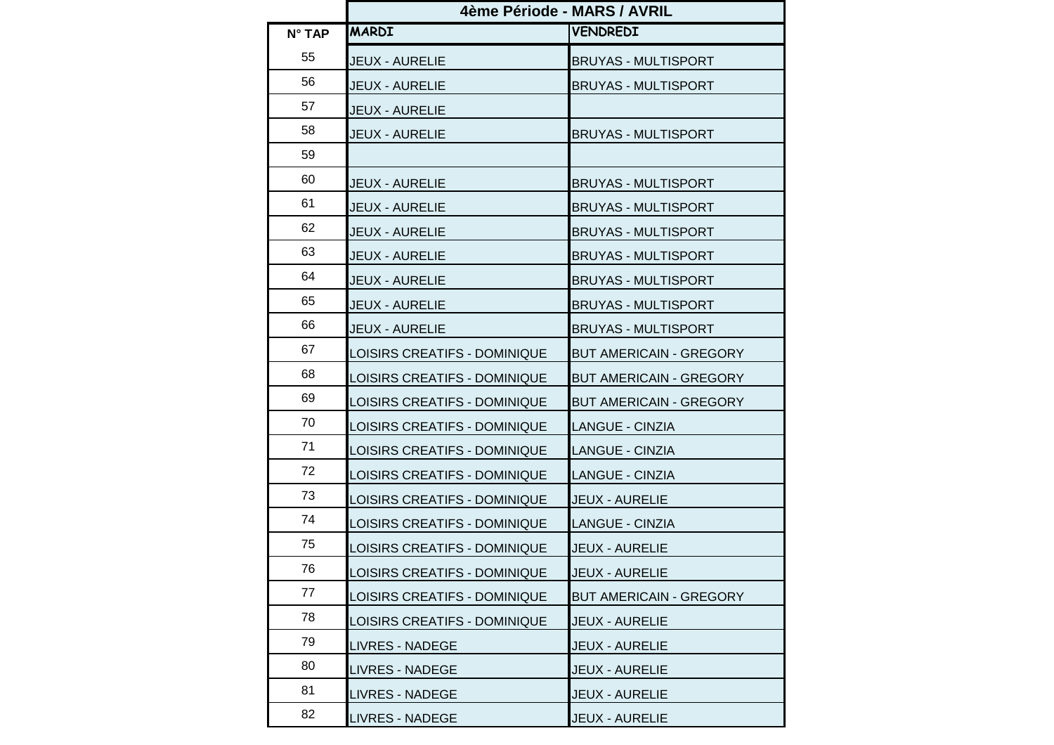| | 4ème Période - MARS / AVRIL | |
|---|---|---|
| **N° TAP** | **MARDI** | **VENDREDI** |
| 55 | JEUX - AURELIE | BRUYAS - MULTISPORT |
| 56 | JEUX - AURELIE | BRUYAS - MULTISPORT |
| 57 | JEUX - AURELIE | |
| 58 | JEUX - AURELIE | BRUYAS - MULTISPORT |
| 59 | | |
| 60 | JEUX - AURELIE | BRUYAS - MULTISPORT |
| 61 | JEUX - AURELIE | BRUYAS - MULTISPORT |
| 62 | JEUX - AURELIE | BRUYAS - MULTISPORT |
| 63 | JEUX - AURELIE | BRUYAS - MULTISPORT |
| 64 | JEUX - AURELIE | BRUYAS - MULTISPORT |
| 65 | JEUX - AURELIE | BRUYAS - MULTISPORT |
| 66 | JEUX - AURELIE | BRUYAS - MULTISPORT |
| 67 | LOISIRS CREATIFS - DOMINIQUE | BUT AMERICAIN - GREGORY |
| 68 | LOISIRS CREATIFS - DOMINIQUE | BUT AMERICAIN - GREGORY |
| 69 | LOISIRS CREATIFS - DOMINIQUE | BUT AMERICAIN - GREGORY |
| 70 | LOISIRS CREATIFS - DOMINIQUE | LANGUE - CINZIA |
| 71 | LOISIRS CREATIFS - DOMINIQUE | LANGUE - CINZIA |
| 72 | LOISIRS CREATIFS - DOMINIQUE | LANGUE - CINZIA |
| 73 | LOISIRS CREATIFS - DOMINIQUE | JEUX - AURELIE |
| 74 | LOISIRS CREATIFS - DOMINIQUE | LANGUE - CINZIA |
| 75 | LOISIRS CREATIFS - DOMINIQUE | JEUX - AURELIE |
| 76 | LOISIRS CREATIFS - DOMINIQUE | JEUX - AURELIE |
| 77 | LOISIRS CREATIFS - DOMINIQUE | BUT AMERICAIN - GREGORY |
| 78 | LOISIRS CREATIFS - DOMINIQUE | JEUX - AURELIE |
| 79 | LIVRES - NADEGE | JEUX - AURELIE |
| 80 | LIVRES - NADEGE | JEUX - AURELIE |
| 81 | LIVRES - NADEGE | JEUX - AURELIE |
| 82 | LIVRES - NADEGE | JEUX - AURELIE |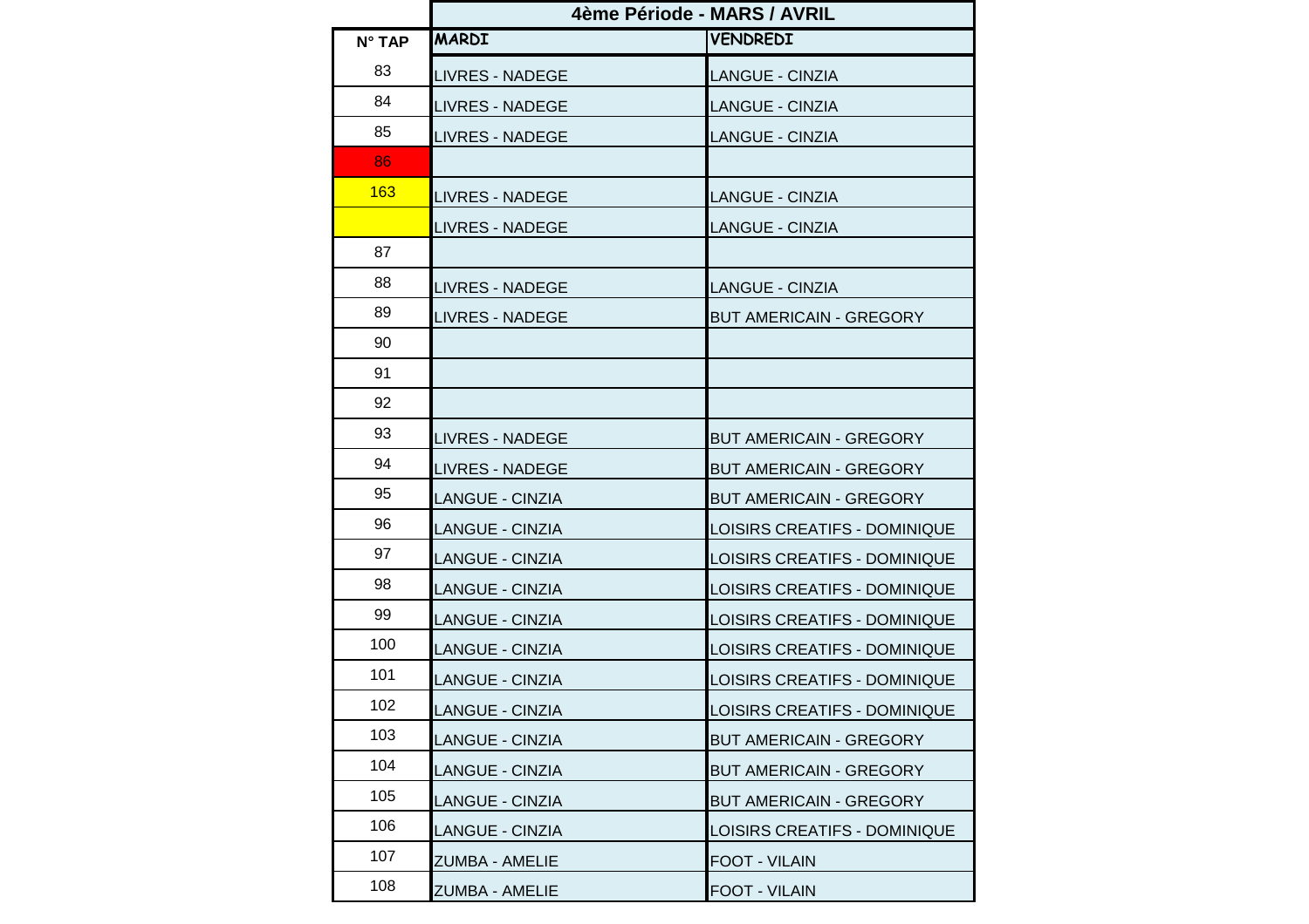| | 4ème Période - MARS / AVRIL | |
|---|---|---|
| N° TAP | MARDI | VENDREDI |
| 83 | LIVRES - NADEGE | LANGUE - CINZIA |
| 84 | LIVRES - NADEGE | LANGUE - CINZIA |
| 85 | LIVRES - NADEGE | LANGUE - CINZIA |
| 86 | | |
| 163 | LIVRES - NADEGE | LANGUE - CINZIA |
| | LIVRES - NADEGE | LANGUE - CINZIA |
| 87 | | |
| 88 | LIVRES - NADEGE | LANGUE - CINZIA |
| 89 | LIVRES - NADEGE | BUT AMERICAIN - GREGORY |
| 90 | | |
| 91 | | |
| 92 | | |
| 93 | LIVRES - NADEGE | BUT AMERICAIN - GREGORY |
| 94 | LIVRES - NADEGE | BUT AMERICAIN - GREGORY |
| 95 | LANGUE - CINZIA | BUT AMERICAIN - GREGORY |
| 96 | LANGUE - CINZIA | LOISIRS CREATIFS - DOMINIQUE |
| 97 | LANGUE - CINZIA | LOISIRS CREATIFS - DOMINIQUE |
| 98 | LANGUE - CINZIA | LOISIRS CREATIFS - DOMINIQUE |
| 99 | LANGUE - CINZIA | LOISIRS CREATIFS - DOMINIQUE |
| 100 | LANGUE - CINZIA | LOISIRS CREATIFS - DOMINIQUE |
| 101 | LANGUE - CINZIA | LOISIRS CREATIFS - DOMINIQUE |
| 102 | LANGUE - CINZIA | LOISIRS CREATIFS - DOMINIQUE |
| 103 | LANGUE - CINZIA | BUT AMERICAIN - GREGORY |
| 104 | LANGUE - CINZIA | BUT AMERICAIN - GREGORY |
| 105 | LANGUE - CINZIA | BUT AMERICAIN - GREGORY |
| 106 | LANGUE - CINZIA | LOISIRS CREATIFS - DOMINIQUE |
| 107 | ZUMBA - AMELIE | FOOT - VILAIN |
| 108 | ZUMBA - AMELIE | FOOT - VILAIN |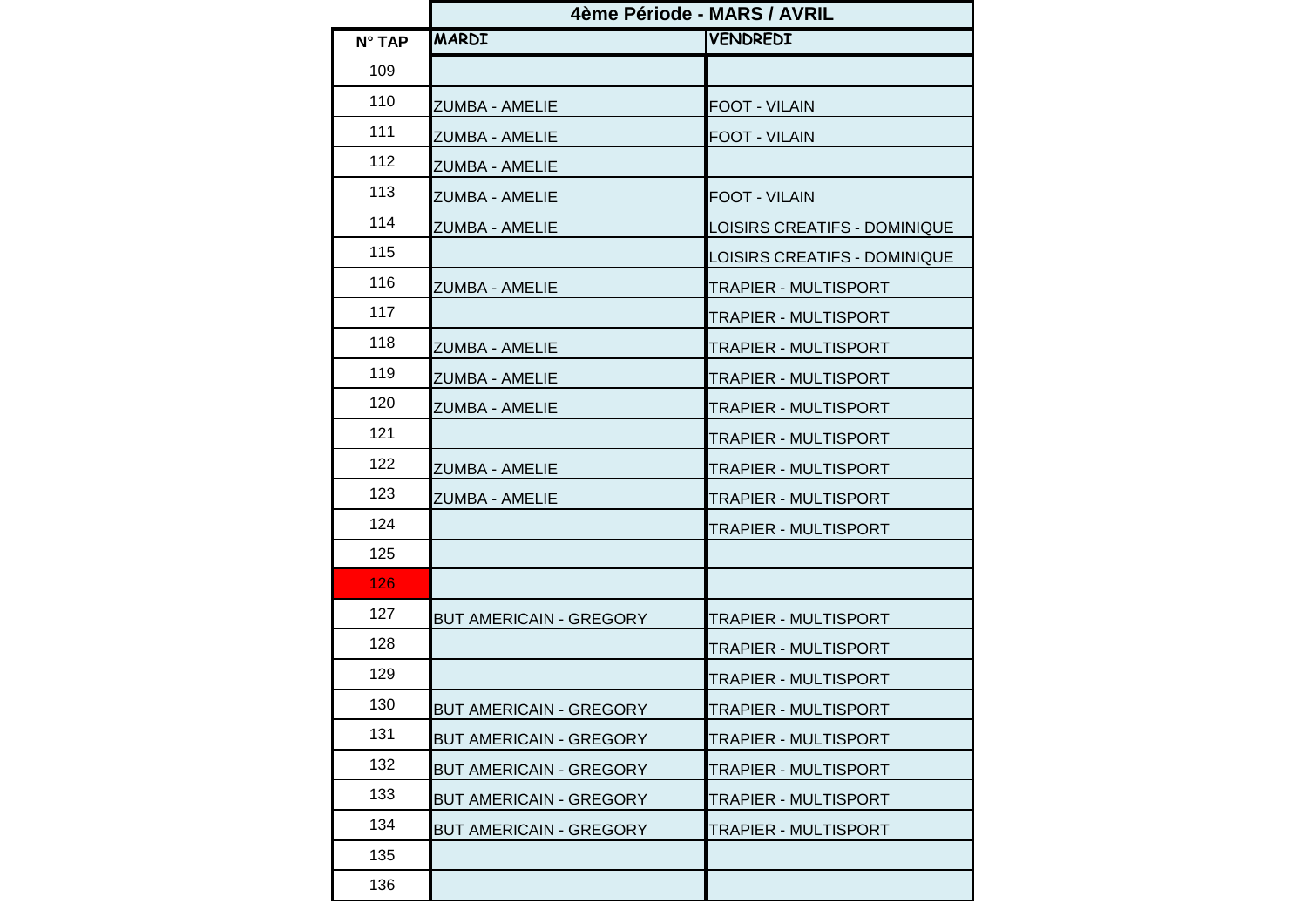| | 4ème Période - MARS / AVRIL | |
|---|---|---|
| N° TAP | MARDI | VENDREDI |
| 109 | | |
| 110 | ZUMBA - AMELIE | FOOT - VILAIN |
| 111 | ZUMBA - AMELIE | FOOT - VILAIN |
| 112 | ZUMBA - AMELIE | |
| 113 | ZUMBA - AMELIE | FOOT - VILAIN |
| 114 | ZUMBA - AMELIE | LOISIRS CREATIFS - DOMINIQUE |
| 115 | | LOISIRS CREATIFS - DOMINIQUE |
| 116 | ZUMBA - AMELIE | TRAPIER - MULTISPORT |
| 117 | | TRAPIER - MULTISPORT |
| 118 | ZUMBA - AMELIE | TRAPIER - MULTISPORT |
| 119 | ZUMBA - AMELIE | TRAPIER - MULTISPORT |
| 120 | ZUMBA - AMELIE | TRAPIER - MULTISPORT |
| 121 | | TRAPIER - MULTISPORT |
| 122 | ZUMBA - AMELIE | TRAPIER - MULTISPORT |
| 123 | ZUMBA - AMELIE | TRAPIER - MULTISPORT |
| 124 | | TRAPIER - MULTISPORT |
| 125 | | |
| 126 | | |
| 127 | BUT AMERICAIN - GREGORY | TRAPIER - MULTISPORT |
| 128 | | TRAPIER - MULTISPORT |
| 129 | | TRAPIER - MULTISPORT |
| 130 | BUT AMERICAIN - GREGORY | TRAPIER - MULTISPORT |
| 131 | BUT AMERICAIN - GREGORY | TRAPIER - MULTISPORT |
| 132 | BUT AMERICAIN - GREGORY | TRAPIER - MULTISPORT |
| 133 | BUT AMERICAIN - GREGORY | TRAPIER - MULTISPORT |
| 134 | BUT AMERICAIN - GREGORY | TRAPIER - MULTISPORT |
| 135 | | |
| 136 | | |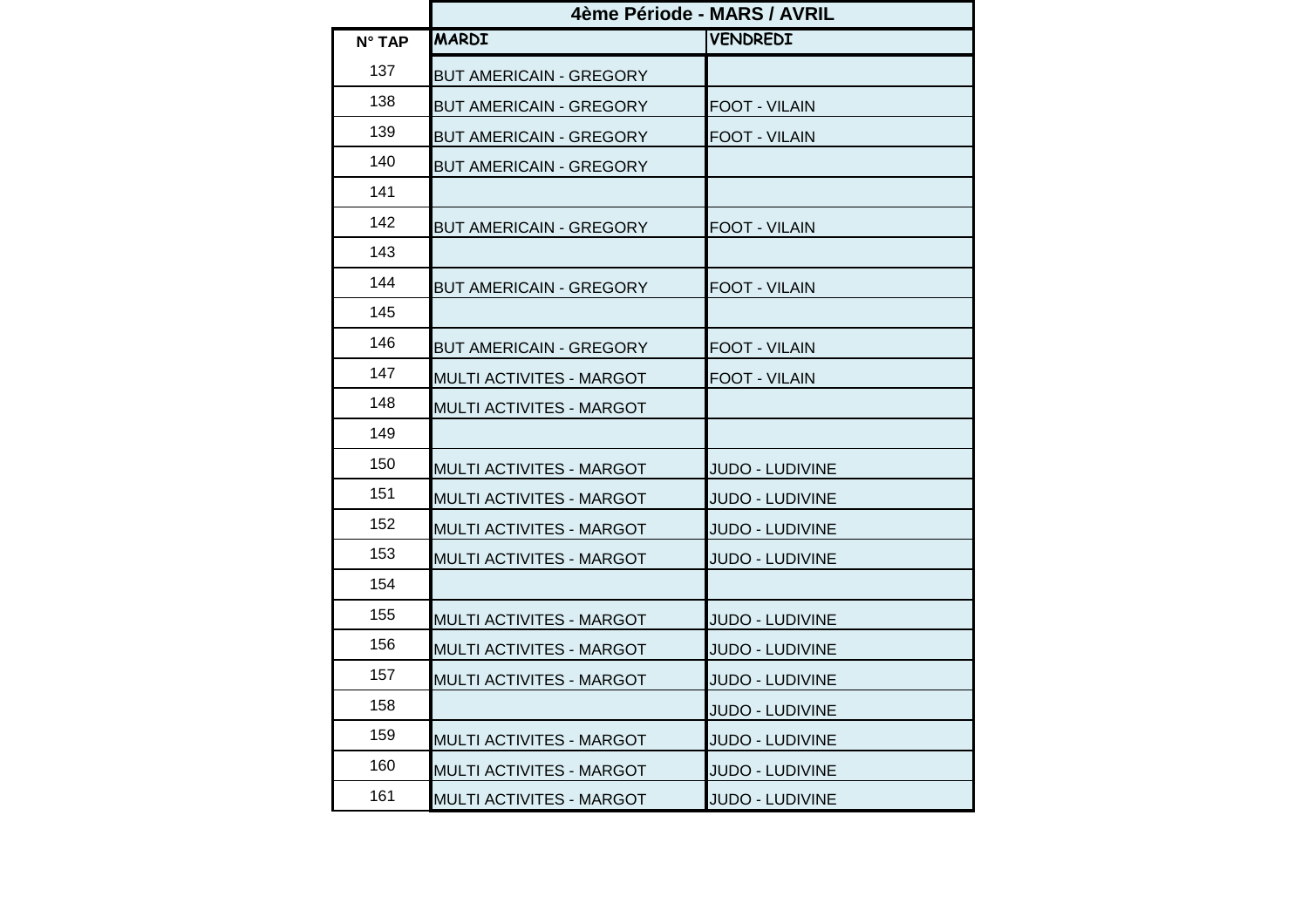| | 4ème Période - MARS / AVRIL | |
|---|---|---|
| N° TAP | MARDI | VENDREDI |
| 137 | BUT AMERICAIN - GREGORY | |
| 138 | BUT AMERICAIN - GREGORY | FOOT - VILAIN |
| 139 | BUT AMERICAIN - GREGORY | FOOT - VILAIN |
| 140 | BUT AMERICAIN - GREGORY | |
| 141 | | |
| 142 | BUT AMERICAIN - GREGORY | FOOT - VILAIN |
| 143 | | |
| 144 | BUT AMERICAIN - GREGORY | FOOT - VILAIN |
| 145 | | |
| 146 | BUT AMERICAIN - GREGORY | FOOT - VILAIN |
| 147 | MULTI ACTIVITES - MARGOT | FOOT - VILAIN |
| 148 | MULTI ACTIVITES - MARGOT | |
| 149 | | |
| 150 | MULTI ACTIVITES - MARGOT | JUDO - LUDIVINE |
| 151 | MULTI ACTIVITES - MARGOT | JUDO - LUDIVINE |
| 152 | MULTI ACTIVITES - MARGOT | JUDO - LUDIVINE |
| 153 | MULTI ACTIVITES - MARGOT | JUDO - LUDIVINE |
| 154 | | |
| 155 | MULTI ACTIVITES - MARGOT | JUDO - LUDIVINE |
| 156 | MULTI ACTIVITES - MARGOT | JUDO - LUDIVINE |
| 157 | MULTI ACTIVITES - MARGOT | JUDO - LUDIVINE |
| 158 | | JUDO - LUDIVINE |
| 159 | MULTI ACTIVITES - MARGOT | JUDO - LUDIVINE |
| 160 | MULTI ACTIVITES - MARGOT | JUDO - LUDIVINE |
| 161 | MULTI ACTIVITES - MARGOT | JUDO - LUDIVINE |